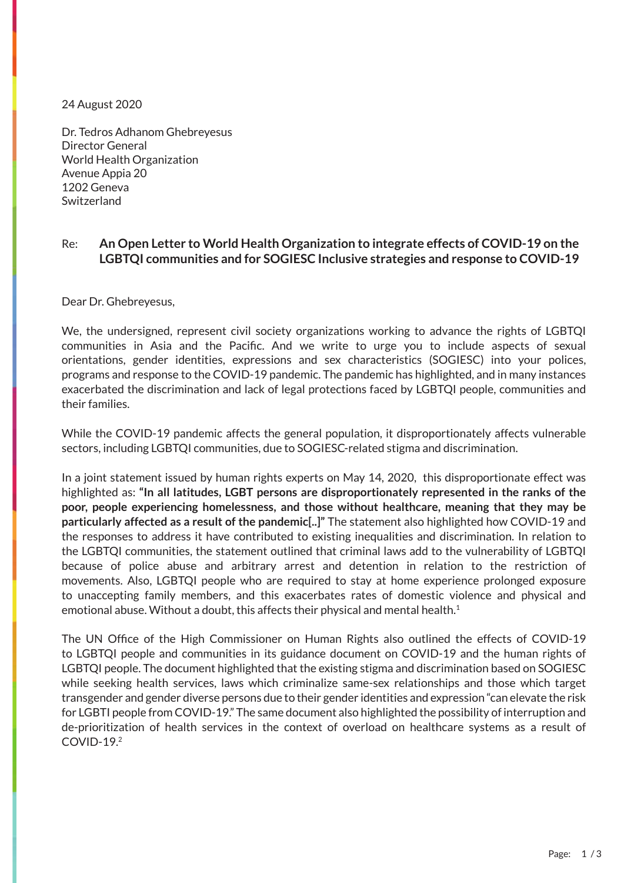24 August 2020

Dr. Tedros Adhanom Ghebreyesus
Director General
World Health Organization
Avenue Appia 20
1202 Geneva
Switzerland

Re: **An Open Letter to World Health Organization to integrate effects of COVID-19 on the LGBTQI communities and for SOGIESC Inclusive strategies and response to COVID-19**

Dear Dr. Ghebreyesus,

We, the undersigned, represent civil society organizations working to advance the rights of LGBTQI communities in Asia and the Pacific. And we write to urge you to include aspects of sexual orientations, gender identities, expressions and sex characteristics (SOGIESC) into your polices, programs and response to the COVID-19 pandemic. The pandemic has highlighted, and in many instances exacerbated the discrimination and lack of legal protections faced by LGBTQI people, communities and their families.

While the COVID-19 pandemic affects the general population, it disproportionately affects vulnerable sectors, including LGBTQI communities, due to SOGIESC-related stigma and discrimination.

In a joint statement issued by human rights experts on May 14, 2020, this disproportionate effect was highlighted as: **"In all latitudes, LGBT persons are disproportionately represented in the ranks of the poor, people experiencing homelessness, and those without healthcare, meaning that they may be particularly affected as a result of the pandemic[..]"** The statement also highlighted how COVID-19 and the responses to address it have contributed to existing inequalities and discrimination. In relation to the LGBTQI communities, the statement outlined that criminal laws add to the vulnerability of LGBTQI because of police abuse and arbitrary arrest and detention in relation to the restriction of movements. Also, LGBTQI people who are required to stay at home experience prolonged exposure to unaccepting family members, and this exacerbates rates of domestic violence and physical and emotional abuse. Without a doubt, this affects their physical and mental health.[1]

The UN Office of the High Commissioner on Human Rights also outlined the effects of COVID-19 to LGBTQI people and communities in its guidance document on COVID-19 and the human rights of LGBTQI people. The document highlighted that the existing stigma and discrimination based on SOGIESC while seeking health services, laws which criminalize same-sex relationships and those which target transgender and gender diverse persons due to their gender identities and expression "can elevate the risk for LGBTI people from COVID-19." The same document also highlighted the possibility of interruption and de-prioritization of health services in the context of overload on healthcare systems as a result of COVID-19.[2]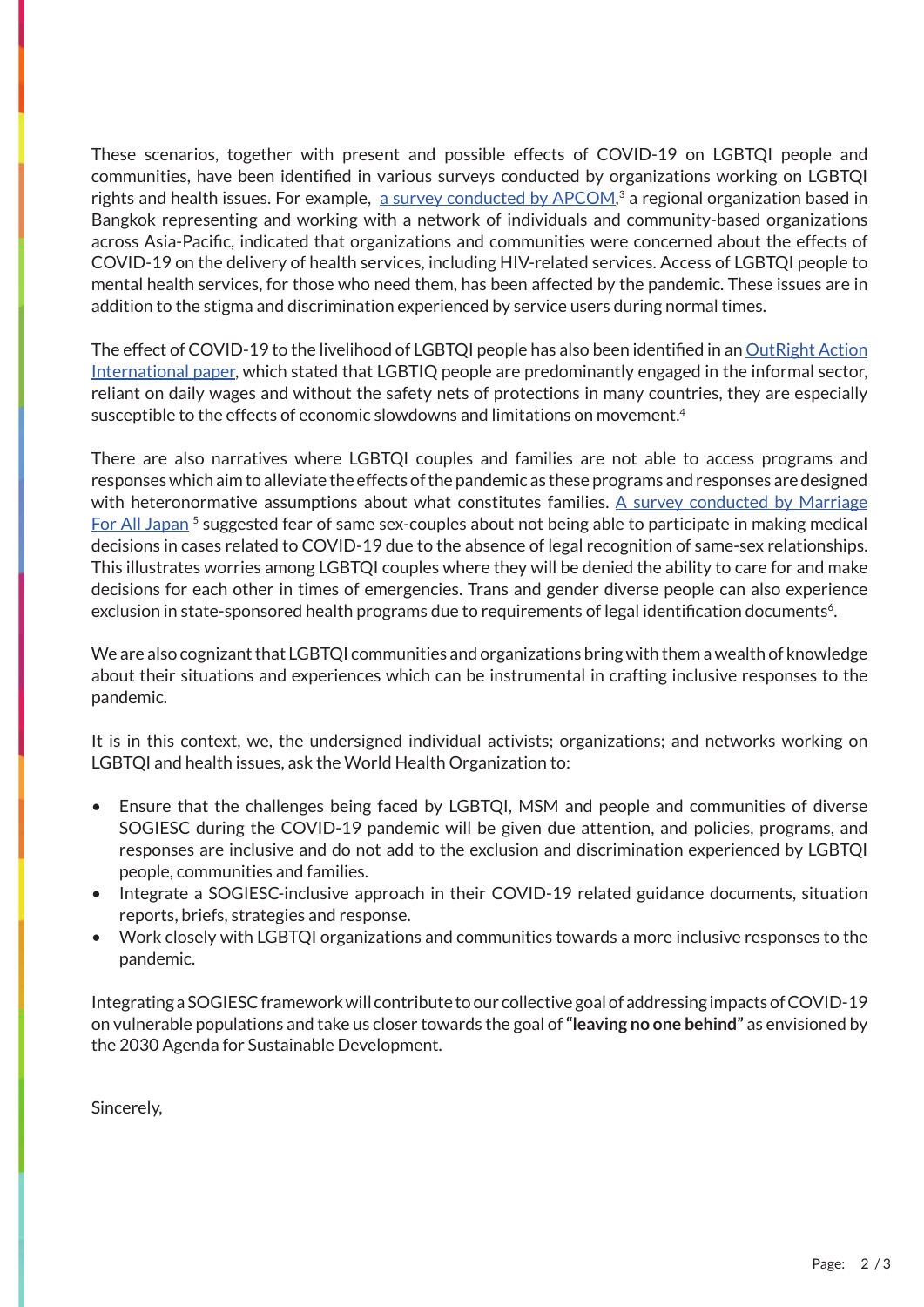These scenarios, together with present and possible effects of COVID-19 on LGBTQI people and communities, have been identified in various surveys conducted by organizations working on LGBTQI rights and health issues. For example, a survey conducted by APCOM,[3] a regional organization based in Bangkok representing and working with a network of individuals and community-based organizations across Asia-Pacific, indicated that organizations and communities were concerned about the effects of COVID-19 on the delivery of health services, including HIV-related services. Access of LGBTQI people to mental health services, for those who need them, has been affected by the pandemic. These issues are in addition to the stigma and discrimination experienced by service users during normal times.

The effect of COVID-19 to the livelihood of LGBTQI people has also been identified in an OutRight Action International paper, which stated that LGBTIQ people are predominantly engaged in the informal sector, reliant on daily wages and without the safety nets of protections in many countries, they are especially susceptible to the effects of economic slowdowns and limitations on movement.[4]

There are also narratives where LGBTQI couples and families are not able to access programs and responses which aim to alleviate the effects of the pandemic as these programs and responses are designed with heteronormative assumptions about what constitutes families. A survey conducted by Marriage For All Japan [5] suggested fear of same sex-couples about not being able to participate in making medical decisions in cases related to COVID-19 due to the absence of legal recognition of same-sex relationships. This illustrates worries among LGBTQI couples where they will be denied the ability to care for and make decisions for each other in times of emergencies. Trans and gender diverse people can also experience exclusion in state-sponsored health programs due to requirements of legal identification documents[6].

We are also cognizant that LGBTQI communities and organizations bring with them a wealth of knowledge about their situations and experiences which can be instrumental in crafting inclusive responses to the pandemic.

It is in this context, we, the undersigned individual activists; organizations; and networks working on LGBTQI and health issues, ask the World Health Organization to:

- Ensure that the challenges being faced by LGBTQI, MSM and people and communities of diverse SOGIESC during the COVID-19 pandemic will be given due attention, and policies, programs, and responses are inclusive and do not add to the exclusion and discrimination experienced by LGBTQI people, communities and families.
- Integrate a SOGIESC-inclusive approach in their COVID-19 related guidance documents, situation reports, briefs, strategies and response.
- Work closely with LGBTQI organizations and communities towards a more inclusive responses to the pandemic.

Integrating a SOGIESC framework will contribute to our collective goal of addressing impacts of COVID-19 on vulnerable populations and take us closer towards the goal of **"leaving no one behind"** as envisioned by the 2030 Agenda for Sustainable Development.

Sincerely,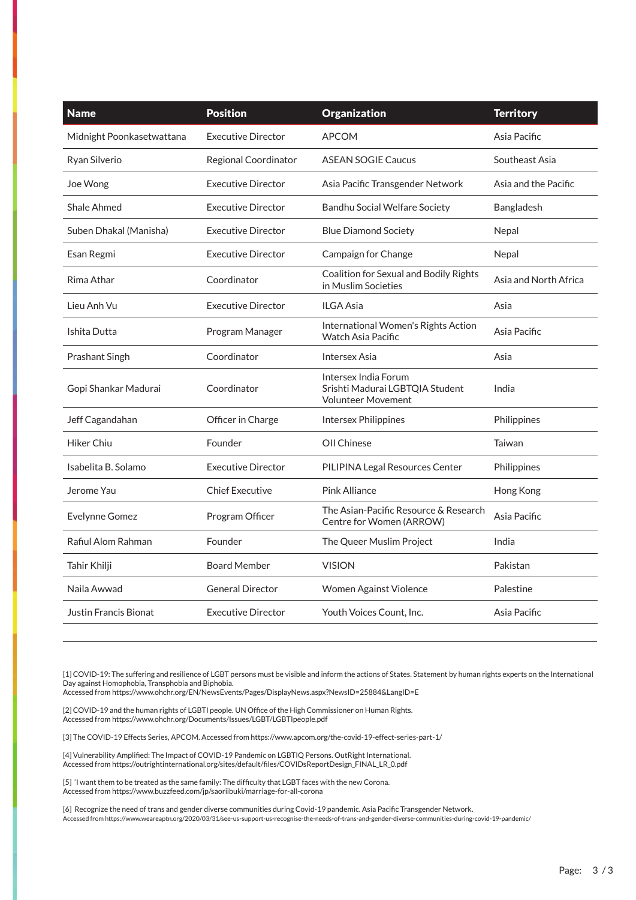| Name | Position | Organization | Territory |
|---|---|---|---|
| Midnight Poonkasetwattana | Executive Director | APCOM | Asia Pacific |
| Ryan Silverio | Regional Coordinator | ASEAN SOGIE Caucus | Southeast Asia |
| Joe Wong | Executive Director | Asia Pacific Transgender Network | Asia and the Pacific |
| Shale Ahmed | Executive Director | Bandhu Social Welfare Society | Bangladesh |
| Suben Dhakal (Manisha) | Executive Director | Blue Diamond Society | Nepal |
| Esan Regmi | Executive Director | Campaign for Change | Nepal |
| Rima Athar | Coordinator | Coalition for Sexual and Bodily Rights in Muslim Societies | Asia and North Africa |
| Lieu Anh Vu | Executive Director | ILGA Asia | Asia |
| Ishita Dutta | Program Manager | International Women's Rights Action Watch Asia Pacific | Asia Pacific |
| Prashant Singh | Coordinator | Intersex Asia | Asia |
| Gopi Shankar Madurai | Coordinator | Intersex India Forum Srishti Madurai LGBTQIA Student Volunteer Movement | India |
| Jeff Cagandahan | Officer in Charge | Intersex Philippines | Philippines |
| Hiker Chiu | Founder | OII Chinese | Taiwan |
| Isabelita B. Solamo | Executive Director | PILIPINA Legal Resources Center | Philippines |
| Jerome Yau | Chief Executive | Pink Alliance | Hong Kong |
| Evelynne Gomez | Program Officer | The Asian-Pacific Resource & Research Centre for Women (ARROW) | Asia Pacific |
| Rafiul Alom Rahman | Founder | The Queer Muslim Project | India |
| Tahir Khilji | Board Member | VISION | Pakistan |
| Naila Awwad | General Director | Women Against Violence | Palestine |
| Justin Francis Bionat | Executive Director | Youth Voices Count, Inc. | Asia Pacific |

[1] COVID-19: The suffering and resilience of LGBT persons must be visible and inform the actions of States. Statement by human rights experts on the International Day against Homophobia, Transphobia and Biphobia.
Accessed from https://www.ohchr.org/EN/NewsEvents/Pages/DisplayNews.aspx?NewsID=25884&LangID=E

[2] COVID-19 and the human rights of LGBTI people. UN Office of the High Commissioner on Human Rights.
Accessed from https://www.ohchr.org/Documents/Issues/LGBT/LGBTIpeople.pdf

[3] The COVID-19 Effects Series, APCOM. Accessed from https://www.apcom.org/the-covid-19-effect-series-part-1/

[4] Vulnerability Amplified: The Impact of COVID-19 Pandemic on LGBTIQ Persons. OutRight International.
Accessed from https://outrightinternational.org/sites/default/files/COVIDsReportDesign_FINAL_LR_0.pdf

[5] 'I want them to be treated as the same family: The difficulty that LGBT faces with the new Corona.
Accessed from https://www.buzzfeed.com/jp/saoriibuki/marriage-for-all-corona

[6] Recognize the need of trans and gender diverse communities during Covid-19 pandemic. Asia Pacific Transgender Network.
Accessed from https://www.weareaptn.org/2020/03/31/see-us-support-us-recognise-the-needs-of-trans-and-gender-diverse-communities-during-covid-19-pandemic/